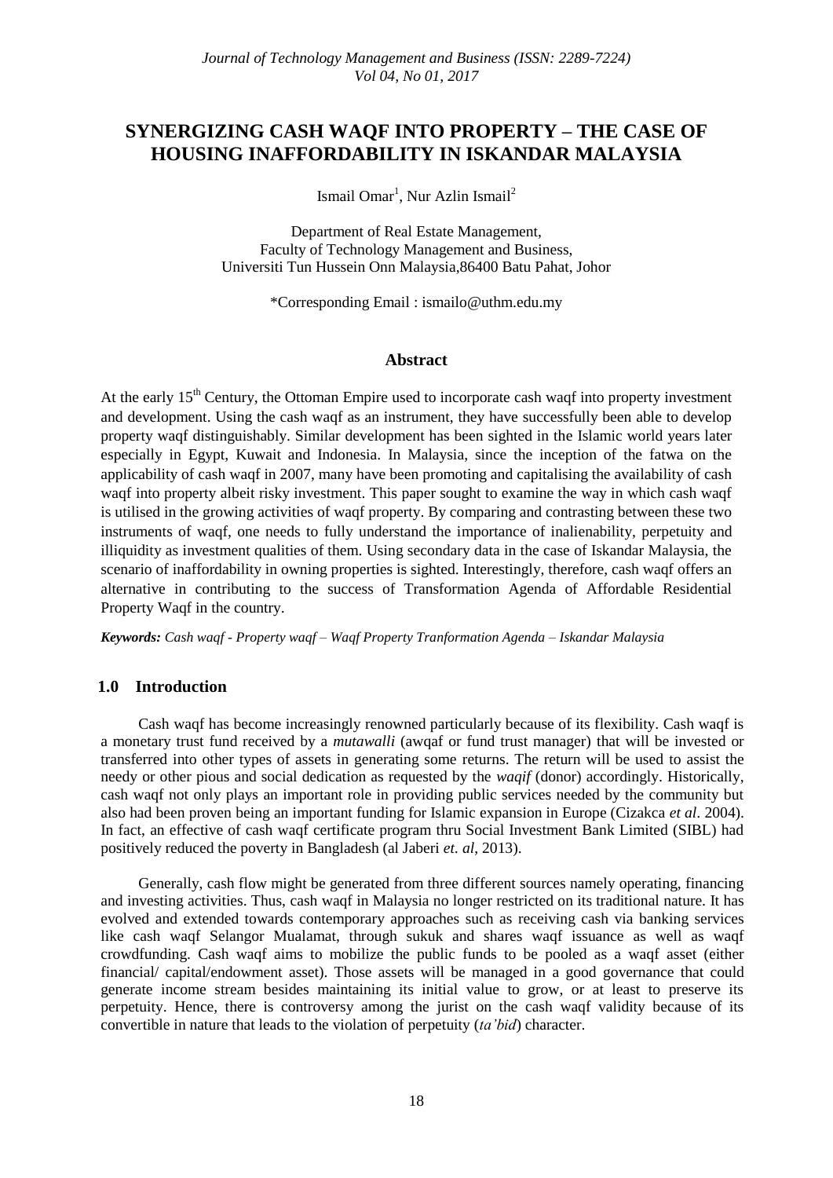# SYNERGIZING CASH WAQF INTO PROPERTY – THE CASE OF HOUSING INAFFORDABILITY IN ISKANDAR MALAYSIA

Ismail Omar[1], Nur Azlin Ismail[2]

Department of Real Estate Management,
Faculty of Technology Management and Business,
Universiti Tun Hussein Onn Malaysia,86400 Batu Pahat, Johor

*Corresponding Email : ismailo@uthm.edu.my

## Abstract

At the early 15th Century, the Ottoman Empire used to incorporate cash waqf into property investment and development. Using the cash waqf as an instrument, they have successfully been able to develop property waqf distinguishably. Similar development has been sighted in the Islamic world years later especially in Egypt, Kuwait and Indonesia. In Malaysia, since the inception of the fatwa on the applicability of cash waqf in 2007, many have been promoting and capitalising the availability of cash waqf into property albeit risky investment. This paper sought to examine the way in which cash waqf is utilised in the growing activities of waqf property. By comparing and contrasting between these two instruments of waqf, one needs to fully understand the importance of inalienability, perpetuity and illiquidity as investment qualities of them. Using secondary data in the case of Iskandar Malaysia, the scenario of inaffordability in owning properties is sighted. Interestingly, therefore, cash waqf offers an alternative in contributing to the success of Transformation Agenda of Affordable Residential Property Waqf in the country.

***Keywords:*** *Cash waqf - Property waqf – Waqf Property Tranformation Agenda – Iskandar Malaysia*

## 1.0 Introduction

Cash waqf has become increasingly renowned particularly because of its flexibility. Cash waqf is a monetary trust fund received by a *mutawalli* (awqaf or fund trust manager) that will be invested or transferred into other types of assets in generating some returns. The return will be used to assist the needy or other pious and social dedication as requested by the *waqif* (donor) accordingly. Historically, cash waqf not only plays an important role in providing public services needed by the community but also had been proven being an important funding for Islamic expansion in Europe (Cizakca *et al*. 2004). In fact, an effective of cash waqf certificate program thru Social Investment Bank Limited (SIBL) had positively reduced the poverty in Bangladesh (al Jaberi *et. al*, 2013).

Generally, cash flow might be generated from three different sources namely operating, financing and investing activities. Thus, cash waqf in Malaysia no longer restricted on its traditional nature. It has evolved and extended towards contemporary approaches such as receiving cash via banking services like cash waqf Selangor Mualamat, through sukuk and shares waqf issuance as well as waqf crowdfunding. Cash waqf aims to mobilize the public funds to be pooled as a waqf asset (either financial/ capital/endowment asset). Those assets will be managed in a good governance that could generate income stream besides maintaining its initial value to grow, or at least to preserve its perpetuity. Hence, there is controversy among the jurist on the cash waqf validity because of its convertible in nature that leads to the violation of perpetuity (*ta'bid*) character.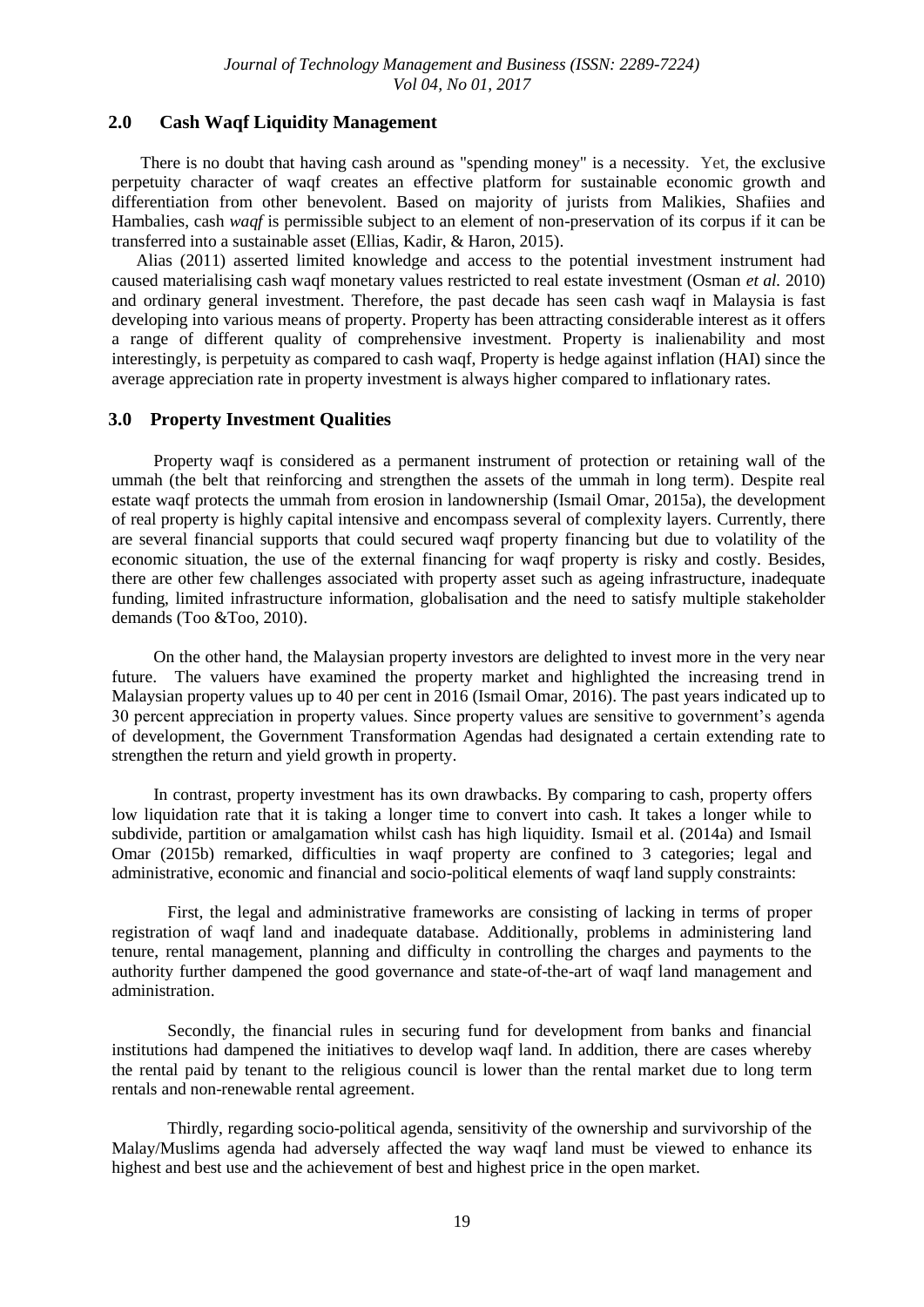## 2.0 Cash Waqf Liquidity Management

There is no doubt that having cash around as "spending money" is a necessity. Yet, the exclusive perpetuity character of waqf creates an effective platform for sustainable economic growth and differentiation from other benevolent. Based on majority of jurists from Malikies, Shafiies and Hambalies, cash *waqf* is permissible subject to an element of non-preservation of its corpus if it can be transferred into a sustainable asset (Ellias, Kadir, & Haron, 2015).

Alias (2011) asserted limited knowledge and access to the potential investment instrument had caused materialising cash waqf monetary values restricted to real estate investment (Osman *et al.* 2010) and ordinary general investment. Therefore, the past decade has seen cash waqf in Malaysia is fast developing into various means of property. Property has been attracting considerable interest as it offers a range of different quality of comprehensive investment. Property is inalienability and most interestingly, is perpetuity as compared to cash waqf, Property is hedge against inflation (HAI) since the average appreciation rate in property investment is always higher compared to inflationary rates.

## 3.0 Property Investment Qualities

Property waqf is considered as a permanent instrument of protection or retaining wall of the ummah (the belt that reinforcing and strengthen the assets of the ummah in long term). Despite real estate waqf protects the ummah from erosion in landownership (Ismail Omar, 2015a), the development of real property is highly capital intensive and encompass several of complexity layers. Currently, there are several financial supports that could secured waqf property financing but due to volatility of the economic situation, the use of the external financing for waqf property is risky and costly. Besides, there are other few challenges associated with property asset such as ageing infrastructure, inadequate funding, limited infrastructure information, globalisation and the need to satisfy multiple stakeholder demands (Too &Too, 2010).

On the other hand, the Malaysian property investors are delighted to invest more in the very near future. The valuers have examined the property market and highlighted the increasing trend in Malaysian property values up to 40 per cent in 2016 (Ismail Omar, 2016). The past years indicated up to 30 percent appreciation in property values. Since property values are sensitive to government's agenda of development, the Government Transformation Agendas had designated a certain extending rate to strengthen the return and yield growth in property.

In contrast, property investment has its own drawbacks. By comparing to cash, property offers low liquidation rate that it is taking a longer time to convert into cash. It takes a longer while to subdivide, partition or amalgamation whilst cash has high liquidity. Ismail et al. (2014a) and Ismail Omar (2015b) remarked, difficulties in waqf property are confined to 3 categories; legal and administrative, economic and financial and socio-political elements of waqf land supply constraints:

First, the legal and administrative frameworks are consisting of lacking in terms of proper registration of waqf land and inadequate database. Additionally, problems in administering land tenure, rental management, planning and difficulty in controlling the charges and payments to the authority further dampened the good governance and state-of-the-art of waqf land management and administration.

Secondly, the financial rules in securing fund for development from banks and financial institutions had dampened the initiatives to develop waqf land. In addition, there are cases whereby the rental paid by tenant to the religious council is lower than the rental market due to long term rentals and non-renewable rental agreement.

Thirdly, regarding socio-political agenda, sensitivity of the ownership and survivorship of the Malay/Muslims agenda had adversely affected the way waqf land must be viewed to enhance its highest and best use and the achievement of best and highest price in the open market.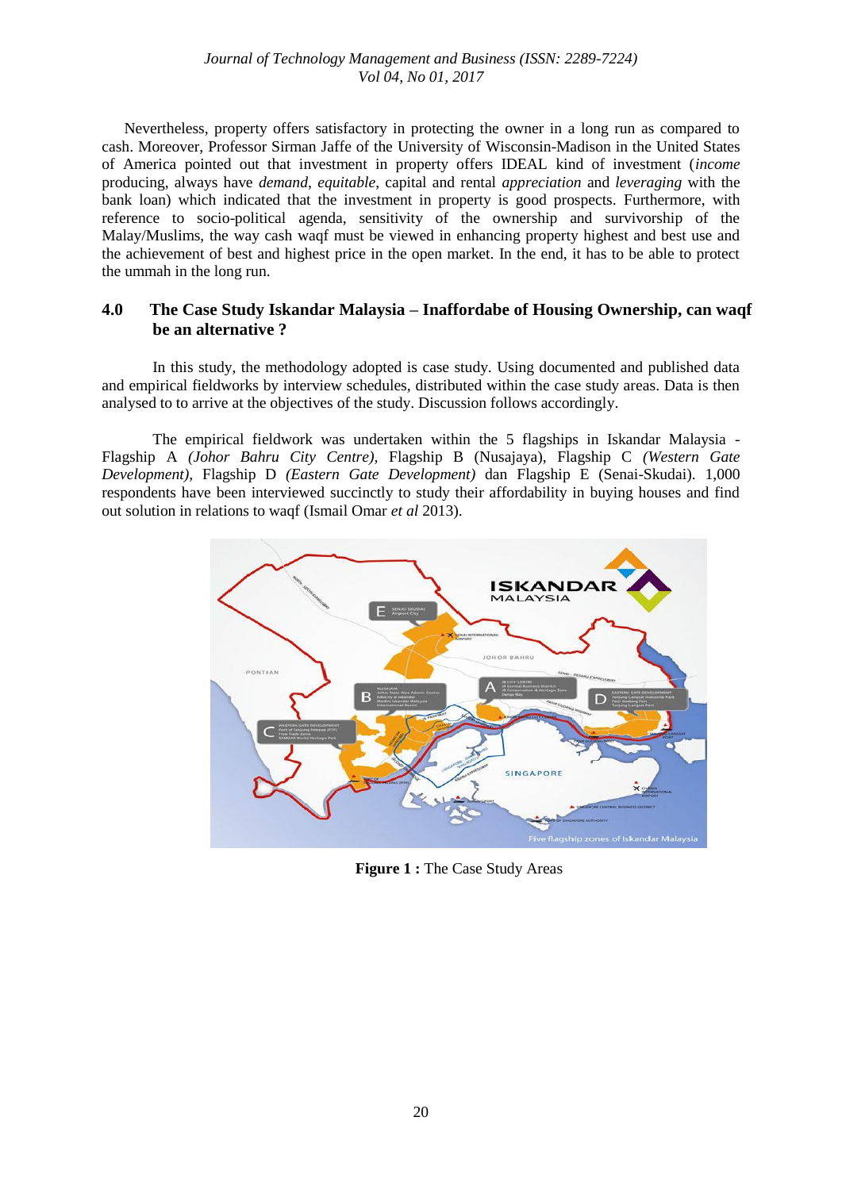Nevertheless, property offers satisfactory in protecting the owner in a long run as compared to cash. Moreover, Professor Sirman Jaffe of the University of Wisconsin-Madison in the United States of America pointed out that investment in property offers IDEAL kind of investment (*income* producing, always have *demand*, *equitable*, capital and rental *appreciation* and *leveraging* with the bank loan) which indicated that the investment in property is good prospects. Furthermore, with reference to socio-political agenda, sensitivity of the ownership and survivorship of the Malay/Muslims, the way cash waqf must be viewed in enhancing property highest and best use and the achievement of best and highest price in the open market. In the end, it has to be able to protect the ummah in the long run.

## 4.0 The Case Study Iskandar Malaysia – Inaffordabe of Housing Ownership, can waqf be an alternative ?

In this study, the methodology adopted is case study. Using documented and published data and empirical fieldworks by interview schedules, distributed within the case study areas. Data is then analysed to to arrive at the objectives of the study. Discussion follows accordingly.

The empirical fieldwork was undertaken within the 5 flagships in Iskandar Malaysia - Flagship A *(Johor Bahru City Centre)*, Flagship B (Nusajaya), Flagship C *(Western Gate Development)*, Flagship D *(Eastern Gate Development)* dan Flagship E (Senai-Skudai). 1,000 respondents have been interviewed succinctly to study their affordability in buying houses and find out solution in relations to waqf (Ismail Omar *et al* 2013).

**Figure 1 :** The Case Study Areas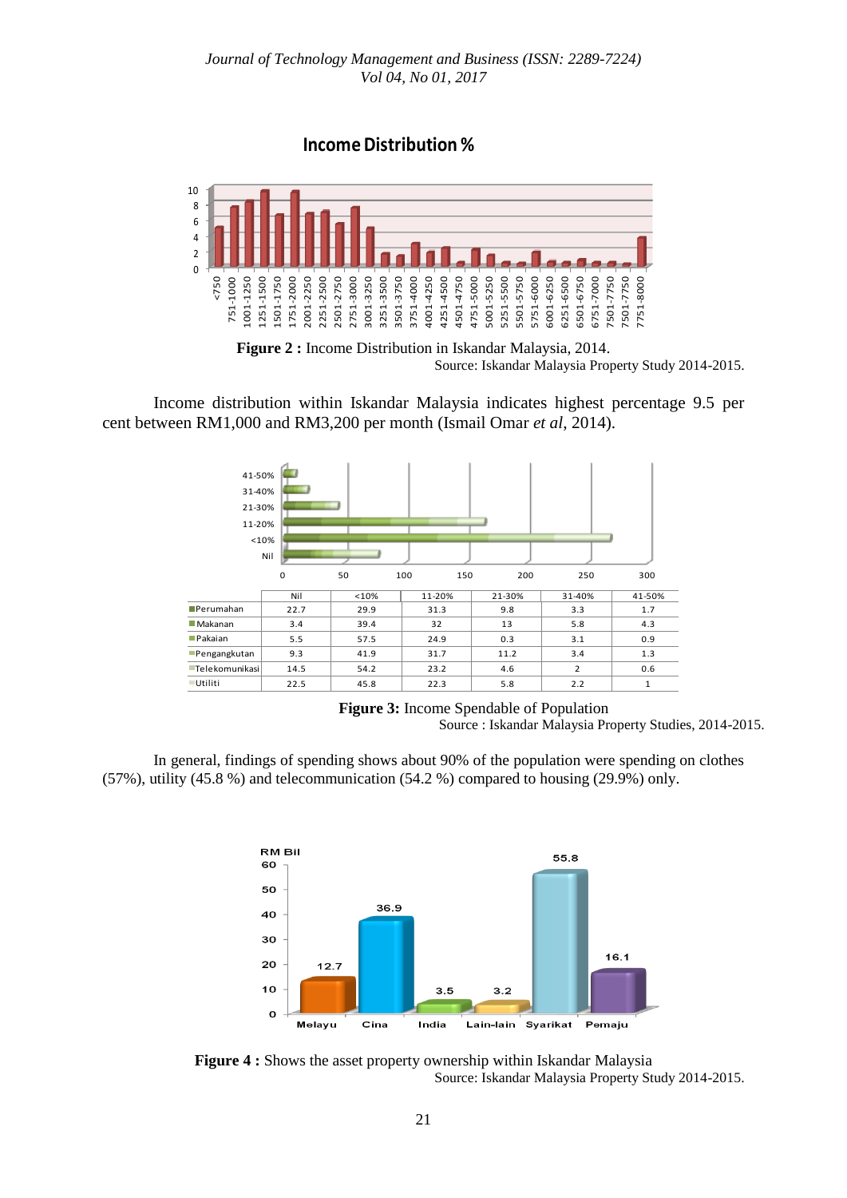**Income Distribution %**

**Figure 2 :** Income Distribution in Iskandar Malaysia, 2014.

Source: Iskandar Malaysia Property Study 2014-2015.

Income distribution within Iskandar Malaysia indicates highest percentage 9.5 per cent between RM1,000 and RM3,200 per month (Ismail Omar *et al*, 2014).

| | Nil | <10% | 11-20% | 21-30% | 31-40% | 41-50% |
|---|---|---|---|---|---|---|
| Perumahan | 22.7 | 29.9 | 31.3 | 9.8 | 3.3 | 1.7 |
| Makanan | 3.4 | 39.4 | 32 | 13 | 5.8 | 4.3 |
| Pakaian | 5.5 | 57.5 | 24.9 | 0.3 | 3.1 | 0.9 |
| Pengangkutan | 9.3 | 41.9 | 31.7 | 11.2 | 3.4 | 1.3 |
| Telekomunikasi | 14.5 | 54.2 | 23.2 | 4.6 | 2 | 0.6 |
| Utiliti | 22.5 | 45.8 | 22.3 | 5.8 | 2.2 | 1 |

**Figure 3:** Income Spendable of Population

Source : Iskandar Malaysia Property Studies, 2014-2015.

In general, findings of spending shows about 90% of the population were spending on clothes (57%), utility (45.8 %) and telecommunication (54.2 %) compared to housing (29.9%) only.

**Figure 4 :** Shows the asset property ownership within Iskandar Malaysia

Source: Iskandar Malaysia Property Study 2014-2015.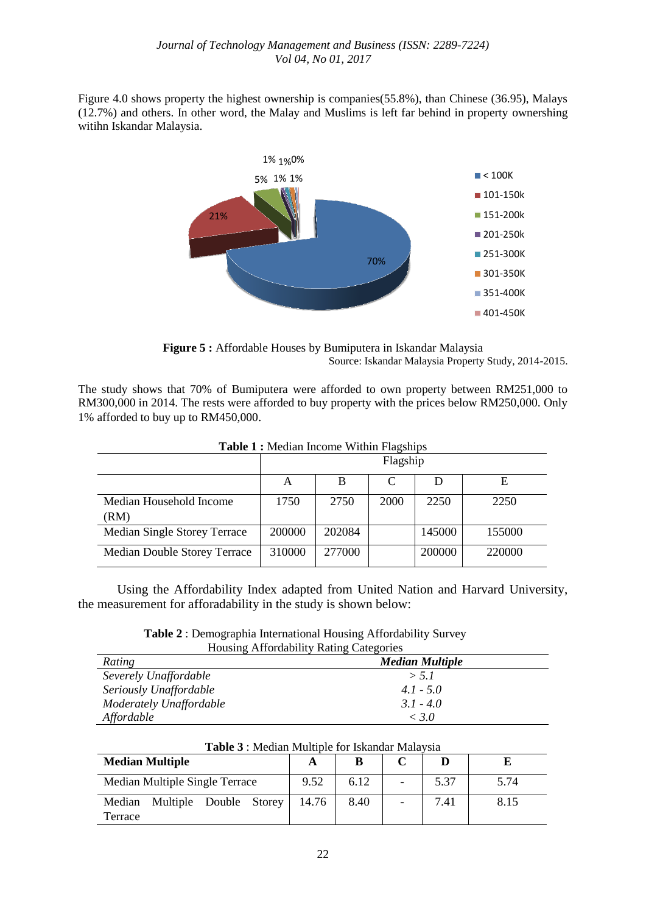Figure 4.0 shows property the highest ownership is companies(55.8%), than Chinese (36.95), Malays (12.7%) and others. In other word, the Malay and Muslims is left far behind in property ownershing witihn Iskandar Malaysia.

**Figure 5 :** Affordable Houses by Bumiputera in Iskandar Malaysia

Source: Iskandar Malaysia Property Study, 2014-2015.

The study shows that 70% of Bumiputera were afforded to own property between RM251,000 to RM300,000 in 2014. The rests were afforded to buy property with the prices below RM250,000. Only 1% afforded to buy up to RM450,000.

**Table 1 :** Median Income Within Flagships

| | Flagship | | | | |
|---|---|---|---|---|---|
| | A | B | C | D | E |
| Median Household Income (RM) | 1750 | 2750 | 2000 | 2250 | 2250 |
| Median Single Storey Terrace | 200000 | 202084 | | 145000 | 155000 |
| Median Double Storey Terrace | 310000 | 277000 | | 200000 | 220000 |

Using the Affordability Index adapted from United Nation and Harvard University, the measurement for afforadability in the study is shown below:

**Table 2** : Demographia International Housing Affordability Survey Housing Affordability Rating Categories

| *Rating* | ***Median Multiple*** |
|---|---|
| *Severely Unaffordable* | *> 5.1* |
| *Seriously Unaffordable* | *4.1 - 5.0* |
| *Moderately Unaffordable* | *3.1 - 4.0* |
| *Affordable* | *< 3.0* |

**Table 3** : Median Multiple for Iskandar Malaysia

| **Median Multiple** | **A** | **B** | **C** | **D** | **E** |
|---|---|---|---|---|---|
| Median Multiple Single Terrace | 9.52 | 6.12 | - | 5.37 | 5.74 |
| Median Multiple Double Storey Terrace | 14.76 | 8.40 | - | 7.41 | 8.15 |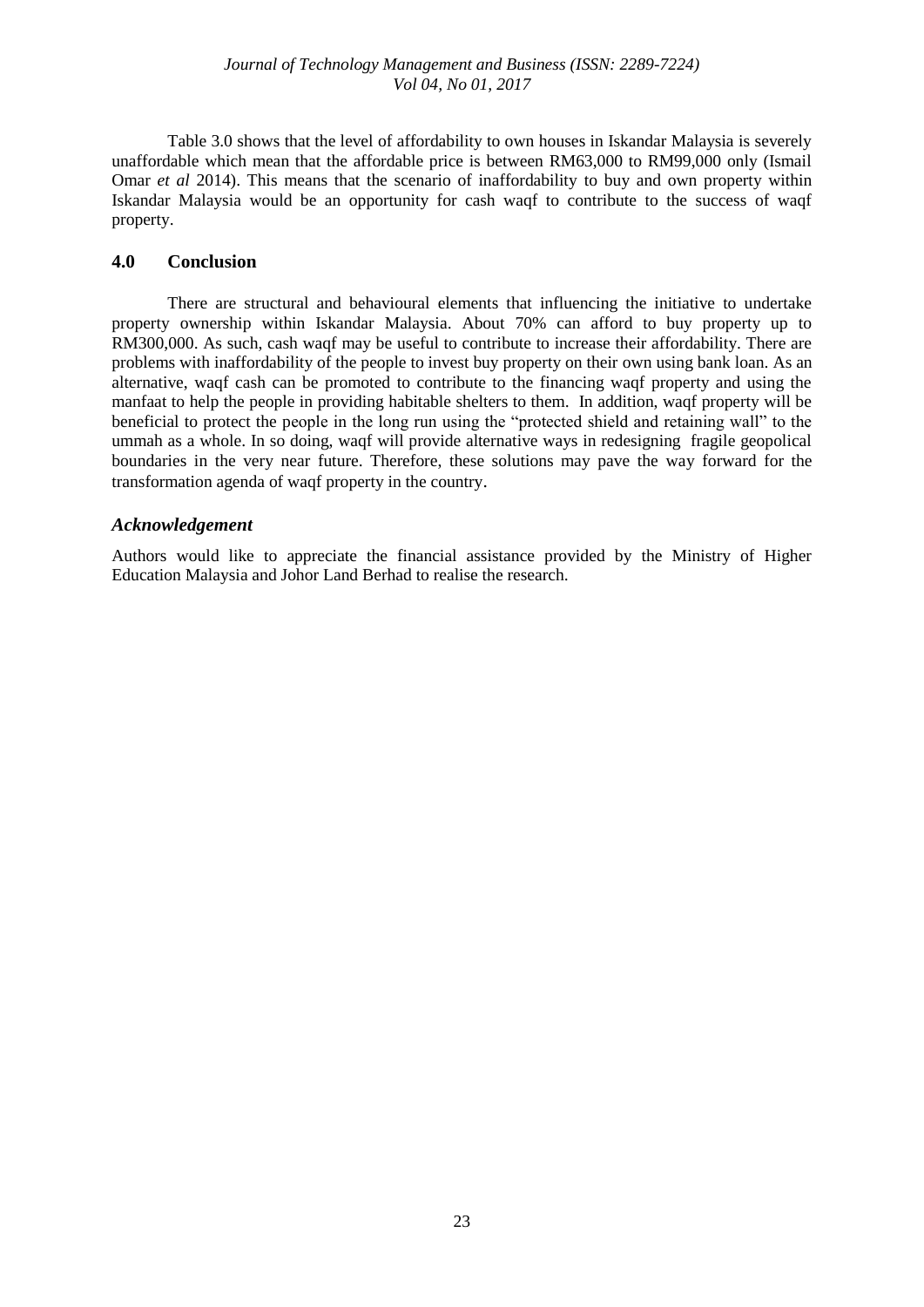Table 3.0 shows that the level of affordability to own houses in Iskandar Malaysia is severely unaffordable which mean that the affordable price is between RM63,000 to RM99,000 only (Ismail Omar *et al* 2014). This means that the scenario of inaffordability to buy and own property within Iskandar Malaysia would be an opportunity for cash waqf to contribute to the success of waqf property.

## 4.0 Conclusion

There are structural and behavioural elements that influencing the initiative to undertake property ownership within Iskandar Malaysia. About 70% can afford to buy property up to RM300,000. As such, cash waqf may be useful to contribute to increase their affordability. There are problems with inaffordability of the people to invest buy property on their own using bank loan. As an alternative, waqf cash can be promoted to contribute to the financing waqf property and using the manfaat to help the people in providing habitable shelters to them. In addition, waqf property will be beneficial to protect the people in the long run using the "protected shield and retaining wall" to the ummah as a whole. In so doing, waqf will provide alternative ways in redesigning fragile geopolical boundaries in the very near future. Therefore, these solutions may pave the way forward for the transformation agenda of waqf property in the country.

### *Acknowledgement*

Authors would like to appreciate the financial assistance provided by the Ministry of Higher Education Malaysia and Johor Land Berhad to realise the research.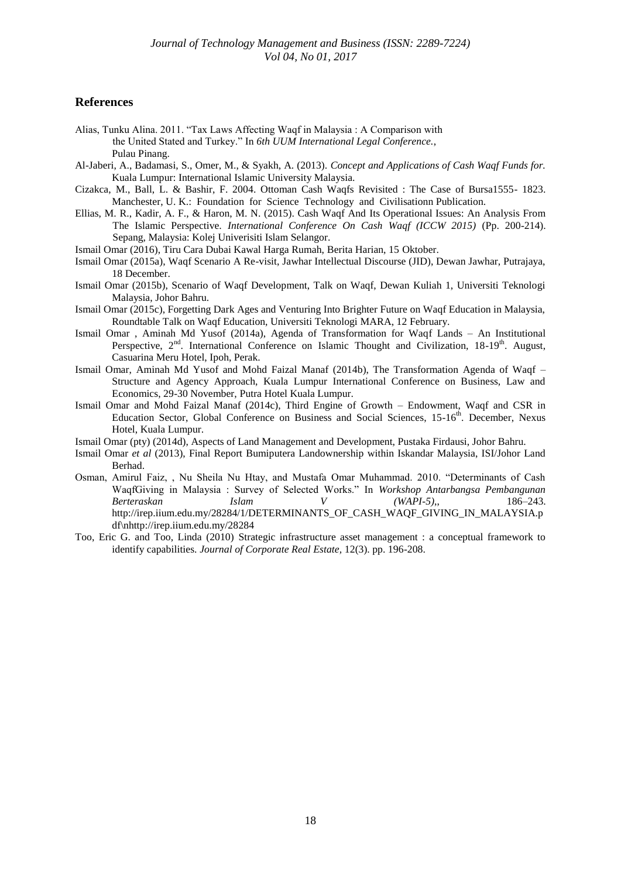## References

Alias, Tunku Alina. 2011. "Tax Laws Affecting Waqf in Malaysia : A Comparison with the United Stated and Turkey." In *6th UUM International Legal Conference.*, Pulau Pinang.

Al-Jaberi, A., Badamasi, S., Omer, M., & Syakh, A. (2013). *Concept and Applications of Cash Waqf Funds for.* Kuala Lumpur: International Islamic University Malaysia.

Cizakca, M., Ball, L. & Bashir, F. 2004. Ottoman Cash Waqfs Revisited : The Case of Bursa1555- 1823. Manchester, U. K.: Foundation for Science Technology and Civilisationn Publication.

Ellias, M. R., Kadir, A. F., & Haron, M. N. (2015). Cash Waqf And Its Operational Issues: An Analysis From The Islamic Perspective. *International Conference On Cash Waqf (ICCW 2015)* (Pp. 200-214). Sepang, Malaysia: Kolej Univerisiti Islam Selangor.

Ismail Omar (2016), Tiru Cara Dubai Kawal Harga Rumah, Berita Harian, 15 Oktober.

Ismail Omar (2015a), Waqf Scenario A Re-visit, Jawhar Intellectual Discourse (JID), Dewan Jawhar, Putrajaya, 18 December.

Ismail Omar (2015b), Scenario of Waqf Development, Talk on Waqf, Dewan Kuliah 1, Universiti Teknologi Malaysia, Johor Bahru.

Ismail Omar (2015c), Forgetting Dark Ages and Venturing Into Brighter Future on Waqf Education in Malaysia, Roundtable Talk on Waqf Education, Universiti Teknologi MARA, 12 February.

Ismail Omar , Aminah Md Yusof (2014a), Agenda of Transformation for Waqf Lands – An Institutional Perspective, 2nd. International Conference on Islamic Thought and Civilization, 18-19th. August, Casuarina Meru Hotel, Ipoh, Perak.

Ismail Omar, Aminah Md Yusof and Mohd Faizal Manaf (2014b), The Transformation Agenda of Waqf – Structure and Agency Approach, Kuala Lumpur International Conference on Business, Law and Economics, 29-30 November, Putra Hotel Kuala Lumpur.

Ismail Omar and Mohd Faizal Manaf (2014c), Third Engine of Growth – Endowment, Waqf and CSR in Education Sector, Global Conference on Business and Social Sciences, 15-16th. December, Nexus Hotel, Kuala Lumpur.

Ismail Omar (pty) (2014d), Aspects of Land Management and Development, Pustaka Firdausi, Johor Bahru.

Ismail Omar *et al* (2013), Final Report Bumiputera Landownership within Iskandar Malaysia, ISI/Johor Land Berhad.

Osman, Amirul Faiz, , Nu Sheila Nu Htay, and Mustafa Omar Muhammad. 2010. "Determinants of Cash WaqfGiving in Malaysia : Survey of Selected Works." In *Workshop Antarbangsa Pembangunan Berteraskan Islam V (WAPI-5)*,, 186–243. http://irep.iium.edu.my/28284/1/DETERMINANTS_OF_CASH_WAQF_GIVING_IN_MALAYSIA.pdf\nhttp://irep.iium.edu.my/28284

Too, Eric G. and Too, Linda (2010) Strategic infrastructure asset management : a conceptual framework to identify capabilities. *Journal of Corporate Real Estate,* 12(3). pp. 196-208.